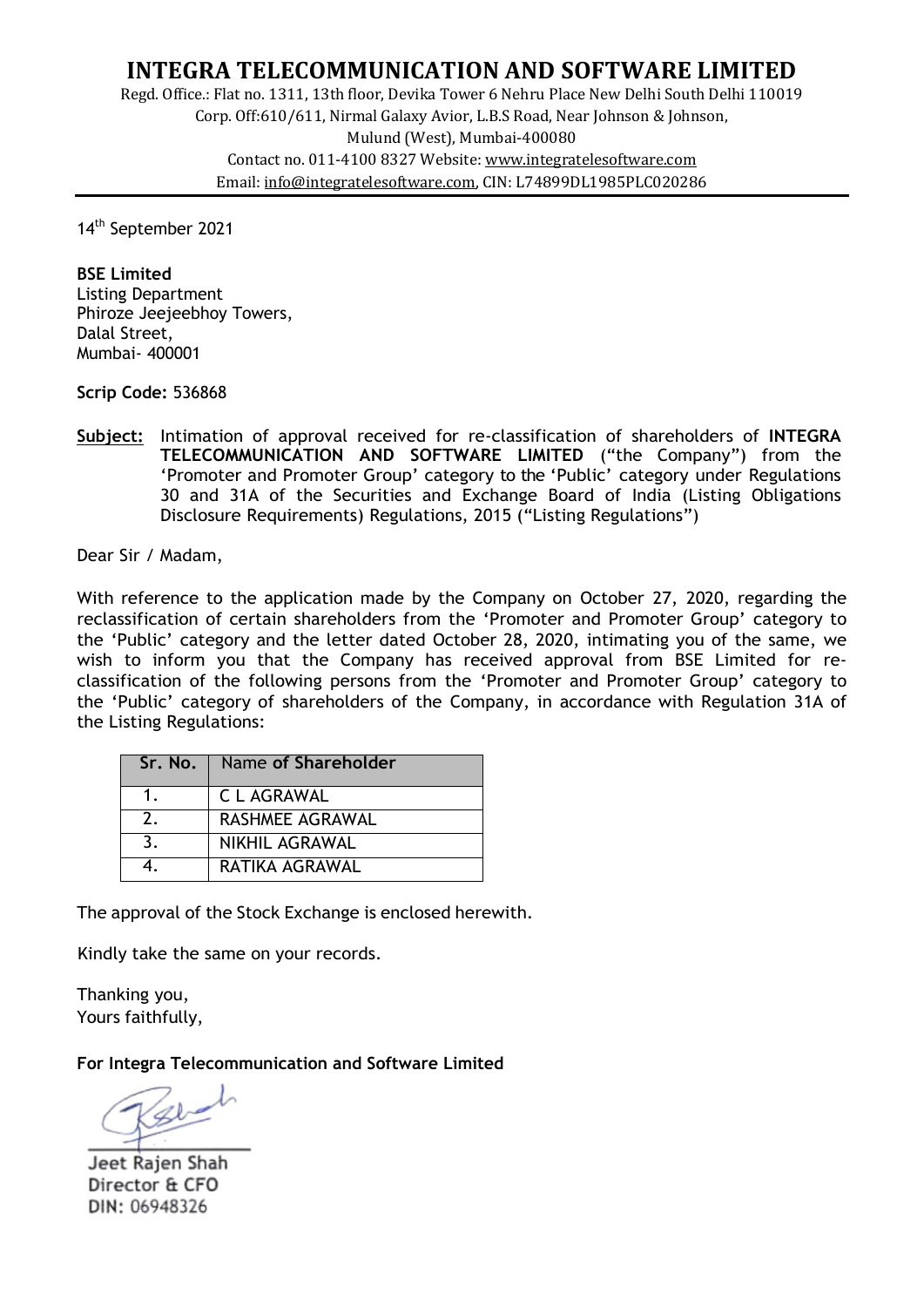# INTEGRA TELECOMMUNICATION AND SOFTWARE LIMITED

Regd. Office.: Flat no. 1311, 13th floor, Devika Tower 6 Nehru Place New Delhi South Delhi 110019
Corp. Off:610/611, Nirmal Galaxy Avior, L.B.S Road, Near Johnson & Johnson,
Mulund (West), Mumbai-400080
Contact no. 011-4100 8327 Website: www.integratelesoftware.com
Email: info@integratelesoftware.com, CIN: L74899DL1985PLC020286

---

14th September 2021

**BSE Limited**
Listing Department
Phiroze Jeejeebhoy Towers,
Dalal Street,
Mumbai- 400001

**Scrip Code:** 536868

**Subject:** Intimation of approval received for re-classification of shareholders of **INTEGRA TELECOMMUNICATION AND SOFTWARE LIMITED** ("the Company") from the 'Promoter and Promoter Group' category to the 'Public' category under Regulations 30 and 31A of the Securities and Exchange Board of India (Listing Obligations Disclosure Requirements) Regulations, 2015 ("Listing Regulations")

Dear Sir / Madam,

With reference to the application made by the Company on October 27, 2020, regarding the reclassification of certain shareholders from the 'Promoter and Promoter Group' category to the 'Public' category and the letter dated October 28, 2020, intimating you of the same, we wish to inform you that the Company has received approval from BSE Limited for re-classification of the following persons from the 'Promoter and Promoter Group' category to the 'Public' category of shareholders of the Company, in accordance with Regulation 31A of the Listing Regulations:

| Sr. No. | Name of Shareholder |
|---|---|
| 1. | C L AGRAWAL |
| 2. | RASHMEE AGRAWAL |
| 3. | NIKHIL AGRAWAL |
| 4. | RATIKA AGRAWAL |

The approval of the Stock Exchange is enclosed herewith.

Kindly take the same on your records.

Thanking you,
Yours faithfully,

**For Integra Telecommunication and Software Limited**

Jeet Rajen Shah
Director & CFO
DIN: 06948326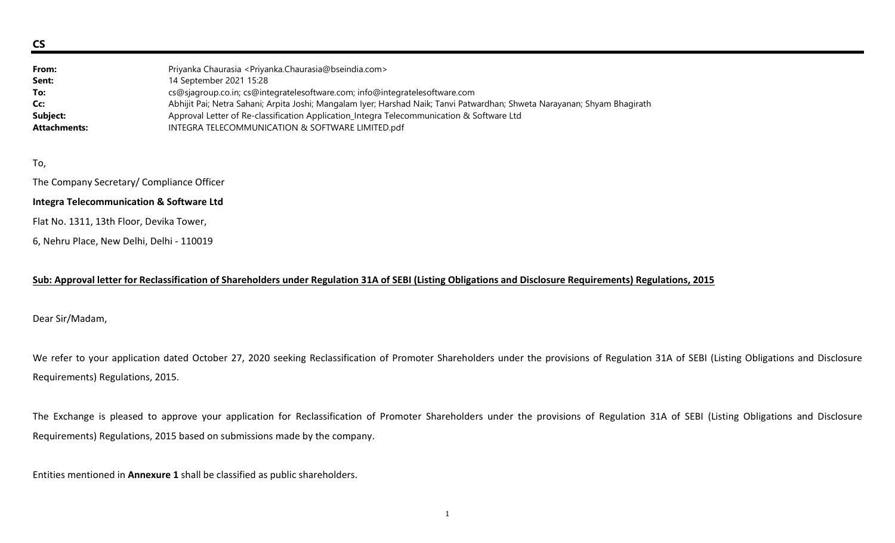**CS**

| | |
|---|---|
| **From:** | Priyanka Chaurasia <Priyanka.Chaurasia@bseindia.com> |
| **Sent:** | 14 September 2021 15:28 |
| **To:** | cs@sjagroup.co.in; cs@integratelesoftware.com; info@integratelesoftware.com |
| **Cc:** | Abhijit Pai; Netra Sahani; Arpita Joshi; Mangalam Iyer; Harshad Naik; Tanvi Patwardhan; Shweta Narayanan; Shyam Bhagirath |
| **Subject:** | Approval Letter of Re-classification Application_Integra Telecommunication & Software Ltd |
| **Attachments:** | INTEGRA TELECOMMUNICATION & SOFTWARE LIMITED.pdf |

To,

The Company Secretary/ Compliance Officer

**Integra Telecommunication & Software Ltd**

Flat No. 1311, 13th Floor, Devika Tower,

6, Nehru Place, New Delhi, Delhi - 110019

**Sub: Approval letter for Reclassification of Shareholders under Regulation 31A of SEBI (Listing Obligations and Disclosure Requirements) Regulations, 2015**

Dear Sir/Madam,

We refer to your application dated October 27, 2020 seeking Reclassification of Promoter Shareholders under the provisions of Regulation 31A of SEBI (Listing Obligations and Disclosure Requirements) Regulations, 2015.

The Exchange is pleased to approve your application for Reclassification of Promoter Shareholders under the provisions of Regulation 31A of SEBI (Listing Obligations and Disclosure Requirements) Regulations, 2015 based on submissions made by the company.

Entities mentioned in **Annexure 1** shall be classified as public shareholders.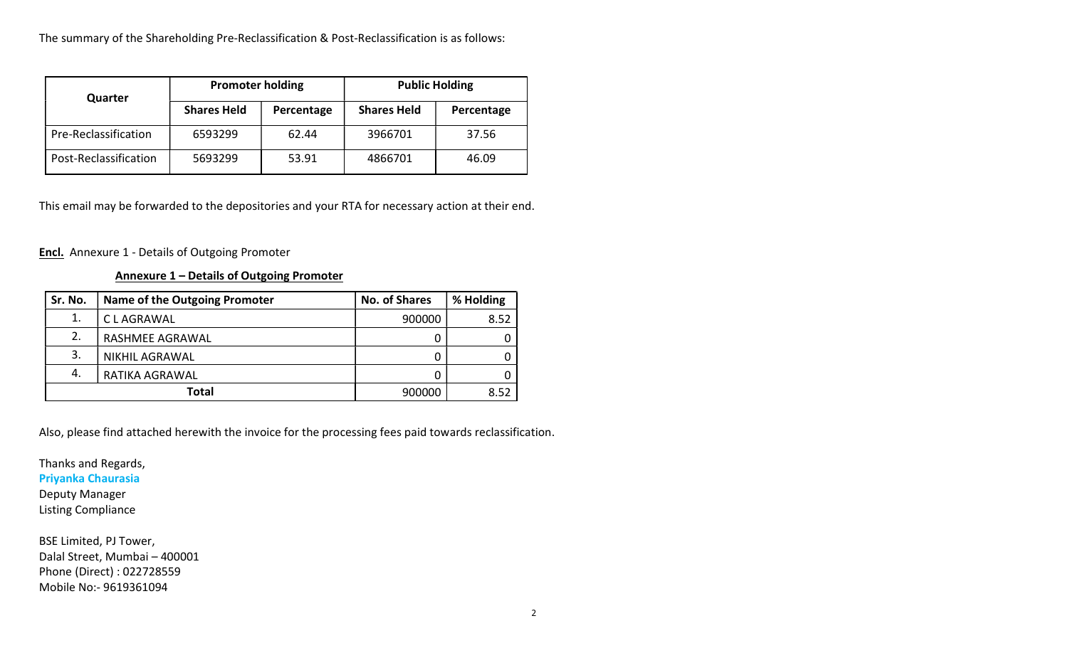The summary of the Shareholding Pre-Reclassification & Post-Reclassification is as follows:

| Quarter | Promoter holding | | Public Holding | |
|---|---|---|---|---|
| | Shares Held | Percentage | Shares Held | Percentage |
| Pre-Reclassification | 6593299 | 62.44 | 3966701 | 37.56 |
| Post-Reclassification | 5693299 | 53.91 | 4866701 | 46.09 |

This email may be forwarded to the depositories and your RTA for necessary action at their end.

**Encl.** Annexure 1 - Details of Outgoing Promoter

**Annexure 1 – Details of Outgoing Promoter**

| Sr. No. | Name of the Outgoing Promoter | No. of Shares | % Holding |
|---|---|---|---|
| 1. | C L AGRAWAL | 900000 | 8.52 |
| 2. | RASHMEE AGRAWAL | 0 | 0 |
| 3. | NIKHIL AGRAWAL | 0 | 0 |
| 4. | RATIKA AGRAWAL | 0 | 0 |
| **Total** | | 900000 | 8.52 |

Also, please find attached herewith the invoice for the processing fees paid towards reclassification.

Thanks and Regards,
**Priyanka Chaurasia**
Deputy Manager
Listing Compliance

BSE Limited, PJ Tower,
Dalal Street, Mumbai – 400001
Phone (Direct) : 022728559
Mobile No:- 9619361094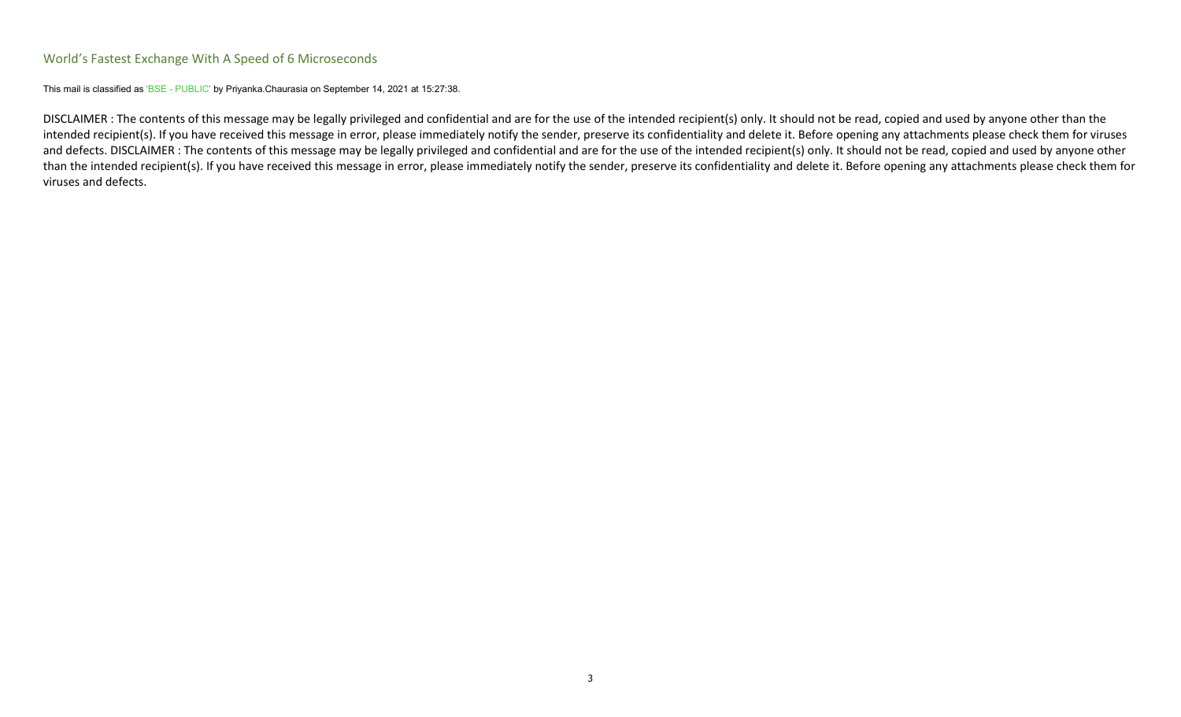World's Fastest Exchange With A Speed of 6 Microseconds

This mail is classified as 'BSE - PUBLIC' by Priyanka.Chaurasia on September 14, 2021 at 15:27:38.

DISCLAIMER : The contents of this message may be legally privileged and confidential and are for the use of the intended recipient(s) only. It should not be read, copied and used by anyone other than the intended recipient(s). If you have received this message in error, please immediately notify the sender, preserve its confidentiality and delete it. Before opening any attachments please check them for viruses and defects. DISCLAIMER : The contents of this message may be legally privileged and confidential and are for the use of the intended recipient(s) only. It should not be read, copied and used by anyone other than the intended recipient(s). If you have received this message in error, please immediately notify the sender, preserve its confidentiality and delete it. Before opening any attachments please check them for viruses and defects.